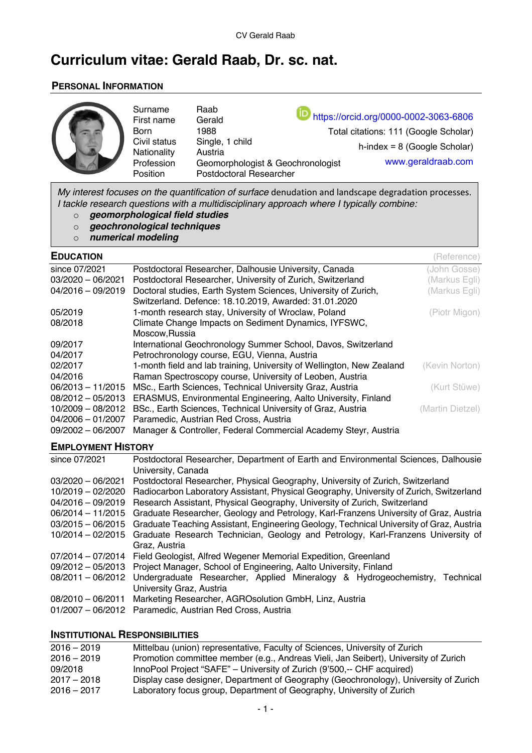# Curriculum vitae: Gerald Raab, Dr. sc. nat.

## PERSONAL INFORMATION

| | |
|---|---|
| Surname | Raab |
| First name | Gerald |
| Born | 1988 |
| Civil status | Single, 1 child |
| Nationality | Austria |
| Profession | Geomorphologist & Geochronologist |
| Position | Postdoctoral Researcher |

https://orcid.org/0000-0002-3063-6806
Total citations: 111 (Google Scholar)
h-index = 8 (Google Scholar)
www.geraldraab.com

*My interest focuses on the quantification of surface* denudation and landscape degradation processes. *I tackle research questions with a multidisciplinary approach where I typically combine:*

- ***geomorphological field studies***
- ***geochronological techniques***
- ***numerical modeling***

## EDUCATION

| | | (Reference) |
|---|---|---|
| since 07/2021 | Postdoctoral Researcher, Dalhousie University, Canada | (John Gosse) |
| 03/2020 – 06/2021 | Postdoctoral Researcher, University of Zurich, Switzerland | (Markus Egli) |
| 04/2016 – 09/2019 | Doctoral studies, Earth System Sciences, University of Zurich, Switzerland. Defence: 18.10.2019, Awarded: 31.01.2020 | (Markus Egli) |
| 05/2019 | 1-month research stay, University of Wroclaw, Poland | (Piotr Migon) |
| 08/2018 | Climate Change Impacts on Sediment Dynamics, IYFSWC, Moscow,Russia | |
| 09/2017 | International Geochronology Summer School, Davos, Switzerland | |
| 04/2017 | Petrochronology course, EGU, Vienna, Austria | |
| 02/2017 | 1-month field and lab training, University of Wellington, New Zealand | (Kevin Norton) |
| 04/2016 | Raman Spectroscopy course, University of Leoben, Austria | |
| 06/2013 – 11/2015 | MSc., Earth Sciences, Technical University Graz, Austria | (Kurt Stüwe) |
| 08/2012 – 05/2013 | ERASMUS, Environmental Engineering, Aalto University, Finland | |
| 10/2009 – 08/2012 | BSc., Earth Sciences, Technical University of Graz, Austria | (Martin Dietzel) |
| 04/2006 – 01/2007 | Paramedic, Austrian Red Cross, Austria | |
| 09/2002 – 06/2007 | Manager & Controller, Federal Commercial Academy Steyr, Austria | |

## EMPLOYMENT HISTORY

| | |
|---|---|
| since 07/2021 | Postdoctoral Researcher, Department of Earth and Environmental Sciences, Dalhousie University, Canada |
| 03/2020 – 06/2021 | Postdoctoral Researcher, Physical Geography, University of Zurich, Switzerland |
| 10/2019 – 02/2020 | Radiocarbon Laboratory Assistant, Physical Geography, University of Zurich, Switzerland |
| 04/2016 – 09/2019 | Research Assistant, Physical Geography, University of Zurich, Switzerland |
| 06/2014 – 11/2015 | Graduate Researcher, Geology and Petrology, Karl-Franzens University of Graz, Austria |
| 03/2015 – 06/2015 | Graduate Teaching Assistant, Engineering Geology, Technical University of Graz, Austria |
| 10/2014 – 02/2015 | Graduate Research Technician, Geology and Petrology, Karl-Franzens University of Graz, Austria |
| 07/2014 – 07/2014 | Field Geologist, Alfred Wegener Memorial Expedition, Greenland |
| 09/2012 – 05/2013 | Project Manager, School of Engineering, Aalto University, Finland |
| 08/2011 – 06/2012 | Undergraduate Researcher, Applied Mineralogy & Hydrogeochemistry, Technical University Graz, Austria |
| 08/2010 – 06/2011 | Marketing Researcher, AGROsolution GmbH, Linz, Austria |
| 01/2007 – 06/2012 | Paramedic, Austrian Red Cross, Austria |

## INSTITUTIONAL RESPONSIBILITIES

| | |
|---|---|
| 2016 – 2019 | Mittelbau (union) representative, Faculty of Sciences, University of Zurich |
| 2016 – 2019 | Promotion committee member (e.g., Andreas Vieli, Jan Seibert), University of Zurich |
| 09/2018 | InnoPool Project "SAFE" – University of Zurich (9'500,-- CHF acquired) |
| 2017 – 2018 | Display case designer, Department of Geography (Geochronology), University of Zurich |
| 2016 – 2017 | Laboratory focus group, Department of Geography, University of Zurich |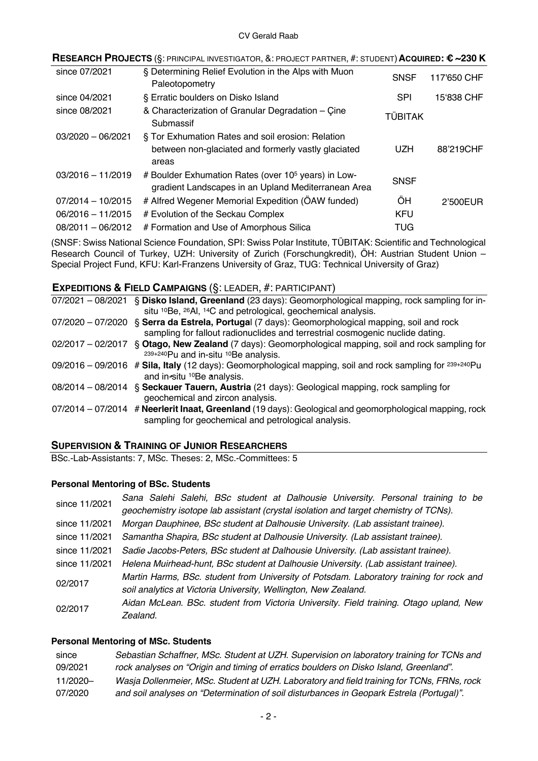## **RESEARCH PROJECTS** (§: PRINCIPAL INVESTIGATOR, &: PROJECT PARTNER, #: STUDENT) **ACQUIRED: € ~230 K**

| | | | |
|---|---|---|---|
| since 07/2021 | § Determining Relief Evolution in the Alps with Muon Paleotopometry | SNSF | 117'650 CHF |
| since 04/2021 | § Erratic boulders on Disko Island | SPI | 15'838 CHF |
| since 08/2021 | & Characterization of Granular Degradation – Çine Submassif | TÜBITAK | |
| 03/2020 – 06/2021 | § Tor Exhumation Rates and soil erosion: Relation between non-glaciated and formerly vastly glaciated areas | UZH | 88'219CHF |
| 03/2016 – 11/2019 | # Boulder Exhumation Rates (over $10^5$ years) in Low-gradient Landscapes in an Upland Mediterranean Area | SNSF | |
| 07/2014 – 10/2015 | # Alfred Wegener Memorial Expedition (ÖAW funded) | ÖH | 2'500EUR |
| 06/2016 – 11/2015 | # Evolution of the Seckau Complex | KFU | |
| 08/2011 – 06/2012 | # Formation and Use of Amorphous Silica | TUG | |

(SNSF: Swiss National Science Foundation, SPI: Swiss Polar Institute, TÜBITAK: Scientific and Technological Research Council of Turkey, UZH: University of Zurich (Forschungkredit), ÖH: Austrian Student Union – Special Project Fund, KFU: Karl-Franzens University of Graz, TUG: Technical University of Graz)

## **EXPEDITIONS & FIELD CAMPAIGNS** (§: LEADER, #: PARTICIPANT)

| | |
|---|---|
| 07/2021 – 08/2021 | § **Disko Island, Greenland** (23 days): Geomorphological mapping, rock sampling for in-situ $^{10}$Be, $^{26}$Al, $^{14}$C and petrological, geochemical analysis. |
| 07/2020 – 07/2020 | § **Serra da Estrela, Portugal** (7 days): Geomorphological mapping, soil and rock sampling for fallout radionuclides and terrestrial cosmogenic nuclide dating. |
| 02/2017 – 02/2017 | § **Otago, New Zealand** (7 days): Geomorphological mapping, soil and rock sampling for $^{239+240}$Pu and in-situ $^{10}$Be analysis. |
| 09/2016 – 09/2016 | # **Sila, Italy** (12 days): Geomorphological mapping, soil and rock sampling for $^{239+240}$Pu and in-situ $^{10}$Be analysis. |
| 08/2014 – 08/2014 | § **Seckauer Tauern, Austria** (21 days): Geological mapping, rock sampling for geochemical and zircon analysis. |
| 07/2014 – 07/2014 | # **Neerlerit Inaat, Greenland** (19 days): Geological and geomorphological mapping, rock sampling for geochemical and petrological analysis. |

## **SUPERVISION & TRAINING OF JUNIOR RESEARCHERS**

BSc.-Lab-Assistants: 7, MSc. Theses: 2, MSc.-Committees: 5

### **Personal Mentoring of BSc. Students**

| | |
|---|---|
| since 11/2021 | *Sana Salehi Salehi, BSc student at Dalhousie University. Personal training to be geochemistry isotope lab assistant (crystal isolation and target chemistry of TCNs).* |
| since 11/2021 | *Morgan Dauphinee, BSc student at Dalhousie University. (Lab assistant trainee).* |
| since 11/2021 | *Samantha Shapira, BSc student at Dalhousie University. (Lab assistant trainee).* |
| since 11/2021 | *Sadie Jacobs-Peters, BSc student at Dalhousie University. (Lab assistant trainee).* |
| since 11/2021 | *Helena Muirhead-hunt, BSc student at Dalhousie University. (Lab assistant trainee).* |
| 02/2017 | *Martin Harms, BSc. student from University of Potsdam. Laboratory training for rock and soil analytics at Victoria University, Wellington, New Zealand.* |
| 02/2017 | *Aidan McLean. BSc. student from Victoria University. Field training. Otago upland, New Zealand.* |

### **Personal Mentoring of MSc. Students**

| | |
|---|---|
| since 09/2021 | *Sebastian Schaffner, MSc. Student at UZH. Supervision on laboratory training for TCNs and rock analyses on "Origin and timing of erratics boulders on Disko Island, Greenland".* |
| 11/2020–07/2020 | *Wasja Dollenmeier, MSc. Student at UZH. Laboratory and field training for TCNs, FRNs, rock and soil analyses on "Determination of soil disturbances in Geopark Estrela (Portugal)".* |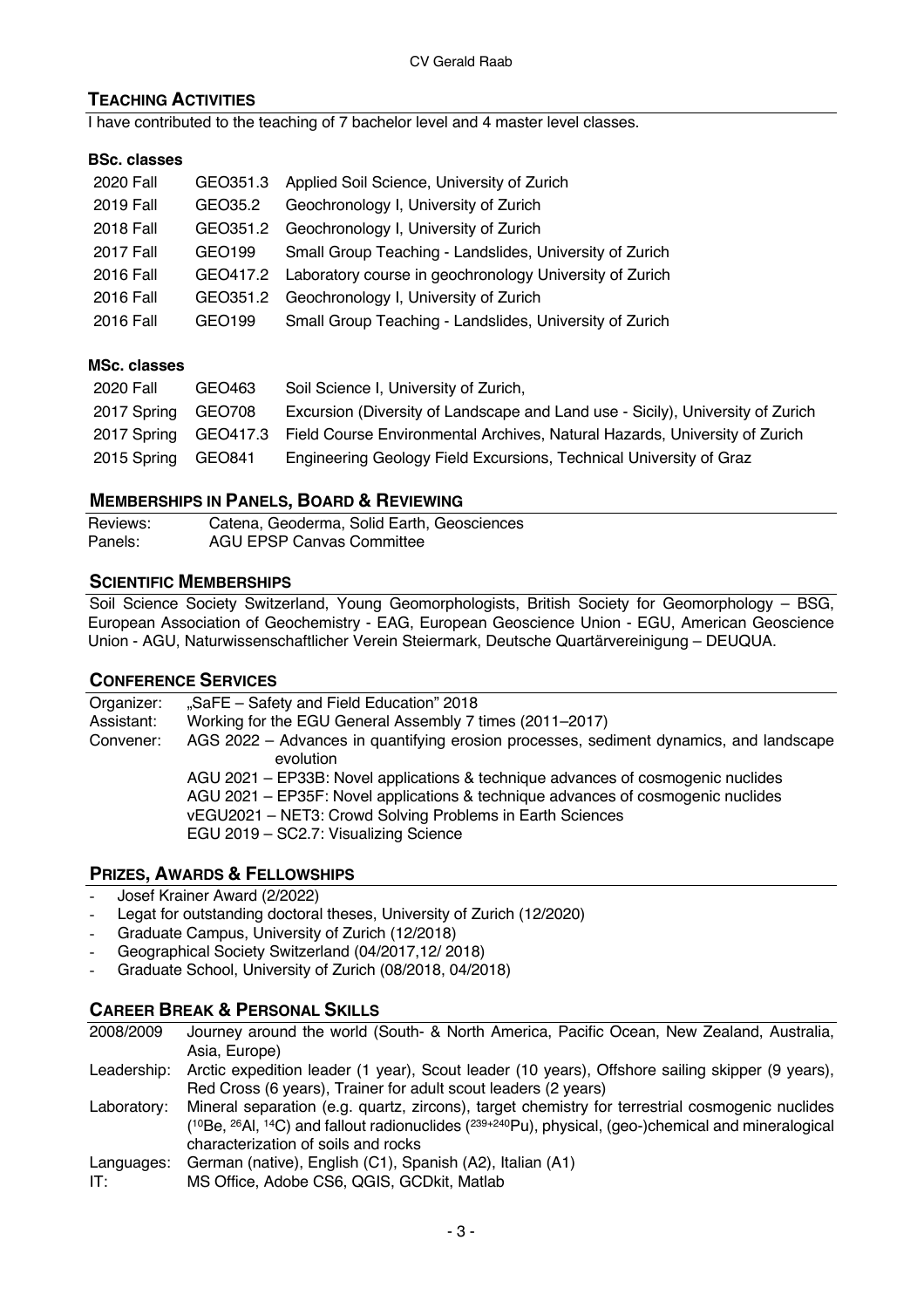## Teaching Activities

I have contributed to the teaching of 7 bachelor level and 4 master level classes.

**BSc. classes**

| | | |
|---|---|---|
| 2020 Fall | GEO351.3 | Applied Soil Science, University of Zurich |
| 2019 Fall | GEO35.2 | Geochronology I, University of Zurich |
| 2018 Fall | GEO351.2 | Geochronology I, University of Zurich |
| 2017 Fall | GEO199 | Small Group Teaching - Landslides, University of Zurich |
| 2016 Fall | GEO417.2 | Laboratory course in geochronology University of Zurich |
| 2016 Fall | GEO351.2 | Geochronology I, University of Zurich |
| 2016 Fall | GEO199 | Small Group Teaching - Landslides, University of Zurich |

**MSc. classes**

| | | |
|---|---|---|
| 2020 Fall | GEO463 | Soil Science I, University of Zurich, |
| 2017 Spring | GEO708 | Excursion (Diversity of Landscape and Land use - Sicily), University of Zurich |
| 2017 Spring | GEO417.3 | Field Course Environmental Archives, Natural Hazards, University of Zurich |
| 2015 Spring | GEO841 | Engineering Geology Field Excursions, Technical University of Graz |

## Memberships in Panels, Board & Reviewing

| | |
|---|---|
| Reviews: | Catena, Geoderma, Solid Earth, Geosciences |
| Panels: | AGU EPSP Canvas Committee |

## Scientific Memberships

Soil Science Society Switzerland, Young Geomorphologists, British Society for Geomorphology – BSG, European Association of Geochemistry - EAG, European Geoscience Union - EGU, American Geoscience Union - AGU, Naturwissenschaftlicher Verein Steiermark, Deutsche Quartärvereinigung – DEUQUA.

## Conference Services

| | |
|---|---|
| Organizer: | „SaFE – Safety and Field Education" 2018 |
| Assistant: | Working for the EGU General Assembly 7 times (2011–2017) |
| Convener: | AGS 2022 – Advances in quantifying erosion processes, sediment dynamics, and landscape evolution |
| | AGU 2021 – EP33B: Novel applications & technique advances of cosmogenic nuclides |
| | AGU 2021 – EP35F: Novel applications & technique advances of cosmogenic nuclides |
| | vEGU2021 – NET3: Crowd Solving Problems in Earth Sciences |
| | EGU 2019 – SC2.7: Visualizing Science |

## Prizes, Awards & Fellowships

- Josef Krainer Award (2/2022)
- Legat for outstanding doctoral theses, University of Zurich (12/2020)
- Graduate Campus, University of Zurich (12/2018)
- Geographical Society Switzerland (04/2017,12/ 2018)
- Graduate School, University of Zurich (08/2018, 04/2018)

## Career Break & Personal Skills

| | |
|---|---|
| 2008/2009 | Journey around the world (South- & North America, Pacific Ocean, New Zealand, Australia, Asia, Europe) |
| Leadership: | Arctic expedition leader (1 year), Scout leader (10 years), Offshore sailing skipper (9 years), Red Cross (6 years), Trainer for adult scout leaders (2 years) |
| Laboratory: | Mineral separation (e.g. quartz, zircons), target chemistry for terrestrial cosmogenic nuclides ($^{10}Be$, $^{26}Al$, $^{14}C$) and fallout radionuclides ($^{239+240}Pu$), physical, (geo-)chemical and mineralogical characterization of soils and rocks |
| Languages: | German (native), English (C1), Spanish (A2), Italian (A1) |
| IT: | MS Office, Adobe CS6, QGIS, GCDkit, Matlab |